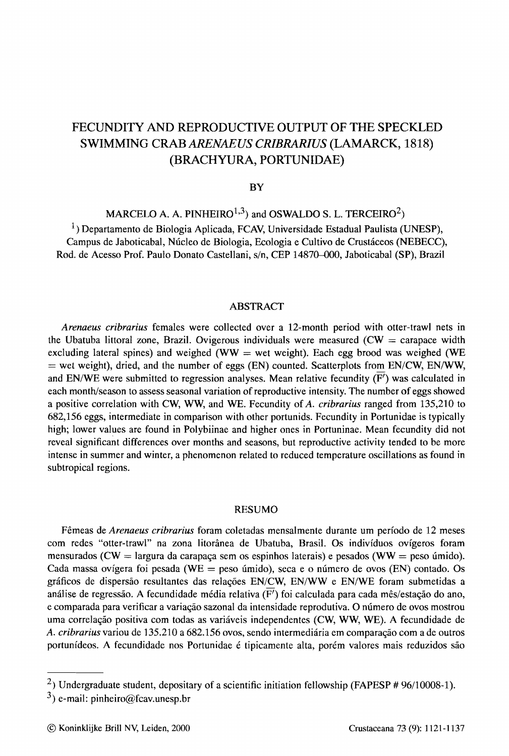# FECUNDITY AND REPRODUCTIVE OUTPUT OF THE SPECKLED SWIMMING CRAB *ARENAEUS CRIBRARIUS* (LAMARCK, 1818) (BRACHYURA, PORTUNIDAE)

BY

MARCELO A. A. PINHEIRO[1,3]) and OSWALDO S. L. TERCEIRO[2])

[1]) Departamento de Biologia Aplicada, FCAV, Universidade Estadual Paulista (UNESP), Campus de Jaboticabal, Núcleo de Biologia, Ecologia e Cultivo de Crustáceos (NEBECC), Rod. de Acesso Prof. Paulo Donato Castellani, s/n, CEP 14870–000, Jaboticabal (SP), Brazil

## ABSTRACT

*Arenaeus cribrarius* females were collected over a 12-month period with otter-trawl nets in the Ubatuba littoral zone, Brazil. Ovigerous individuals were measured (CW = carapace width excluding lateral spines) and weighed (WW = wet weight). Each egg brood was weighed (WE = wet weight), dried, and the number of eggs (EN) counted. Scatterplots from EN/CW, EN/WW, and EN/WE were submitted to regression analyses. Mean relative fecundity ($\overline{F'}$) was calculated in each month/season to assess seasonal variation of reproductive intensity. The number of eggs showed a positive correlation with CW, WW, and WE. Fecundity of *A. cribrarius* ranged from 135,210 to 682,156 eggs, intermediate in comparison with other portunids. Fecundity in Portunidae is typically high; lower values are found in Polybiinae and higher ones in Portuninae. Mean fecundity did not reveal significant differences over months and seasons, but reproductive activity tended to be more intense in summer and winter, a phenomenon related to reduced temperature oscillations as found in subtropical regions.

## RESUMO

Fêmeas de *Arenaeus cribrarius* foram coletadas mensalmente durante um período de 12 meses com redes "otter-trawl" na zona litorânea de Ubatuba, Brasil. Os indivíduos ovígeros foram mensurados (CW = largura da carapaça sem os espinhos laterais) e pesados (WW = peso úmido). Cada massa ovígera foi pesada (WE = peso úmido), seca e o número de ovos (EN) contado. Os gráficos de dispersão resultantes das relações EN/CW, EN/WW e EN/WE foram submetidas a análise de regressão. A fecundidade média relativa ($\overline{F'}$) foi calculada para cada mês/estação do ano, e comparada para verificar a variação sazonal da intensidade reprodutiva. O número de ovos mostrou uma correlação positiva com todas as variáveis independentes (CW, WW, WE). A fecundidade de *A. cribrarius* variou de 135.210 a 682.156 ovos, sendo intermediária em comparação com a de outros portunídeos. A fecundidade nos Portunidae é tipicamente alta, porém valores mais reduzidos são

---

[2]) Undergraduate student, depositary of a scientific initiation fellowship (FAPESP # 96/10008-1).

[3]) e-mail: pinheiro@fcav.unesp.br

© Koninklijke Brill NV, Leiden, 2000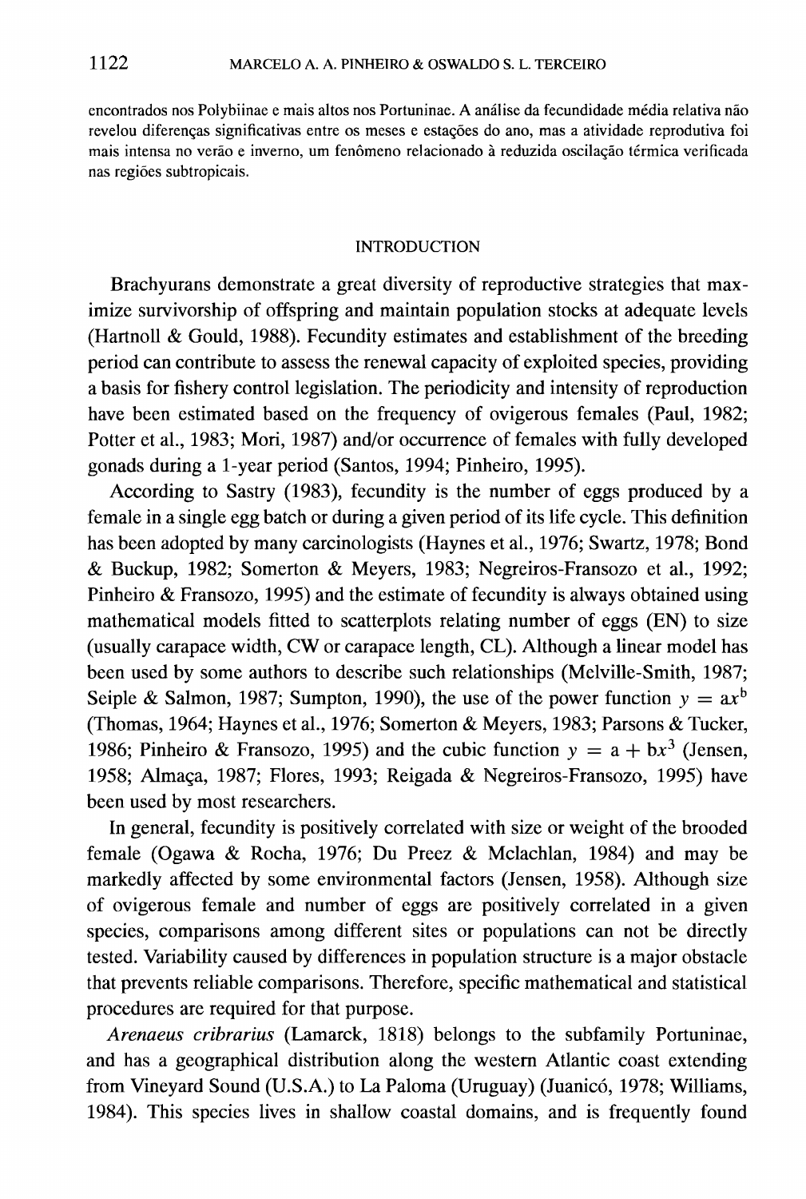encontrados nos Polybiinae e mais altos nos Portuninae. A análise da fecundidade média relativa não revelou diferenças significativas entre os meses e estações do ano, mas a atividade reprodutiva foi mais intensa no verão e inverno, um fenômeno relacionado à reduzida oscilação térmica verificada nas regiões subtropicais.

## INTRODUCTION

Brachyurans demonstrate a great diversity of reproductive strategies that maximize survivorship of offspring and maintain population stocks at adequate levels (Hartnoll & Gould, 1988). Fecundity estimates and establishment of the breeding period can contribute to assess the renewal capacity of exploited species, providing a basis for fishery control legislation. The periodicity and intensity of reproduction have been estimated based on the frequency of ovigerous females (Paul, 1982; Potter et al., 1983; Mori, 1987) and/or occurrence of females with fully developed gonads during a 1-year period (Santos, 1994; Pinheiro, 1995).

According to Sastry (1983), fecundity is the number of eggs produced by a female in a single egg batch or during a given period of its life cycle. This definition has been adopted by many carcinologists (Haynes et al., 1976; Swartz, 1978; Bond & Buckup, 1982; Somerton & Meyers, 1983; Negreiros-Fransozo et al., 1992; Pinheiro & Fransozo, 1995) and the estimate of fecundity is always obtained using mathematical models fitted to scatterplots relating number of eggs (EN) to size (usually carapace width, CW or carapace length, CL). Although a linear model has been used by some authors to describe such relationships (Melville-Smith, 1987; Seiple & Salmon, 1987; Sumpton, 1990), the use of the power function $y = ax^b$ (Thomas, 1964; Haynes et al., 1976; Somerton & Meyers, 1983; Parsons & Tucker, 1986; Pinheiro & Fransozo, 1995) and the cubic function $y = a + bx^3$ (Jensen, 1958; Almaça, 1987; Flores, 1993; Reigada & Negreiros-Fransozo, 1995) have been used by most researchers.

In general, fecundity is positively correlated with size or weight of the brooded female (Ogawa & Rocha, 1976; Du Preez & Mclachlan, 1984) and may be markedly affected by some environmental factors (Jensen, 1958). Although size of ovigerous female and number of eggs are positively correlated in a given species, comparisons among different sites or populations can not be directly tested. Variability caused by differences in population structure is a major obstacle that prevents reliable comparisons. Therefore, specific mathematical and statistical procedures are required for that purpose.

*Arenaeus cribrarius* (Lamarck, 1818) belongs to the subfamily Portuninae, and has a geographical distribution along the western Atlantic coast extending from Vineyard Sound (U.S.A.) to La Paloma (Uruguay) (Juanicó, 1978; Williams, 1984). This species lives in shallow coastal domains, and is frequently found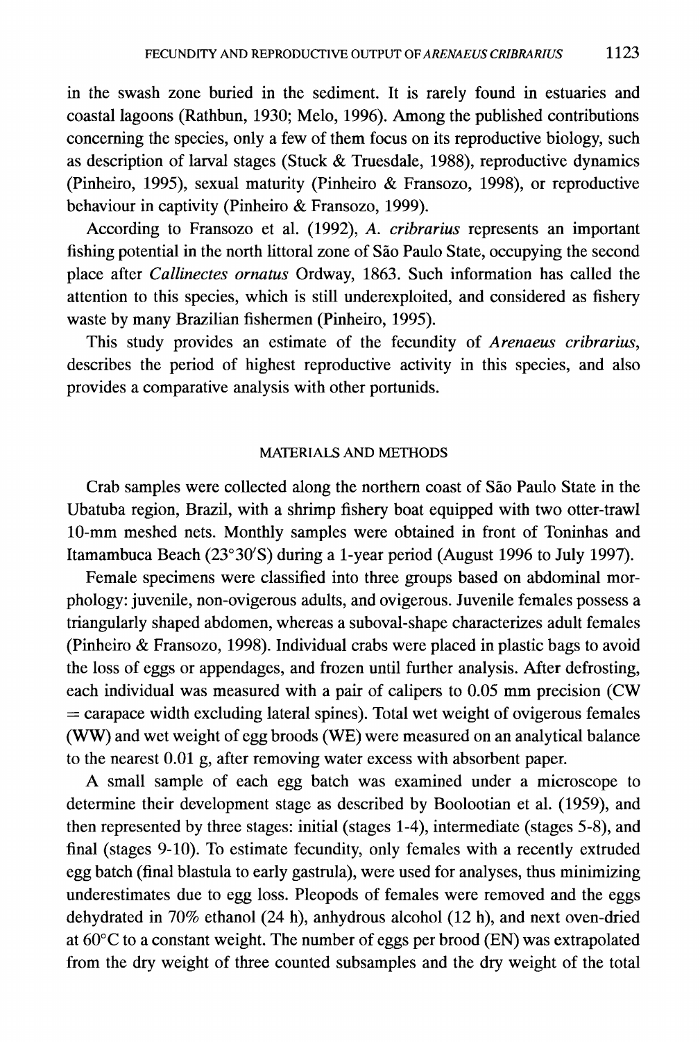in the swash zone buried in the sediment. It is rarely found in estuaries and coastal lagoons (Rathbun, 1930; Melo, 1996). Among the published contributions concerning the species, only a few of them focus on its reproductive biology, such as description of larval stages (Stuck & Truesdale, 1988), reproductive dynamics (Pinheiro, 1995), sexual maturity (Pinheiro & Fransozo, 1998), or reproductive behaviour in captivity (Pinheiro & Fransozo, 1999).

According to Fransozo et al. (1992), *A. cribrarius* represents an important fishing potential in the north littoral zone of São Paulo State, occupying the second place after *Callinectes ornatus* Ordway, 1863. Such information has called the attention to this species, which is still underexploited, and considered as fishery waste by many Brazilian fishermen (Pinheiro, 1995).

This study provides an estimate of the fecundity of *Arenaeus cribrarius*, describes the period of highest reproductive activity in this species, and also provides a comparative analysis with other portunids.

## MATERIALS AND METHODS

Crab samples were collected along the northern coast of São Paulo State in the Ubatuba region, Brazil, with a shrimp fishery boat equipped with two otter-trawl 10-mm meshed nets. Monthly samples were obtained in front of Toninhas and Itamambuca Beach (23°30′S) during a 1-year period (August 1996 to July 1997).

Female specimens were classified into three groups based on abdominal morphology: juvenile, non-ovigerous adults, and ovigerous. Juvenile females possess a triangularly shaped abdomen, whereas a suboval-shape characterizes adult females (Pinheiro & Fransozo, 1998). Individual crabs were placed in plastic bags to avoid the loss of eggs or appendages, and frozen until further analysis. After defrosting, each individual was measured with a pair of calipers to 0.05 mm precision (CW = carapace width excluding lateral spines). Total wet weight of ovigerous females (WW) and wet weight of egg broods (WE) were measured on an analytical balance to the nearest 0.01 g, after removing water excess with absorbent paper.

A small sample of each egg batch was examined under a microscope to determine their development stage as described by Boolootian et al. (1959), and then represented by three stages: initial (stages 1-4), intermediate (stages 5-8), and final (stages 9-10). To estimate fecundity, only females with a recently extruded egg batch (final blastula to early gastrula), were used for analyses, thus minimizing underestimates due to egg loss. Pleopods of females were removed and the eggs dehydrated in 70% ethanol (24 h), anhydrous alcohol (12 h), and next oven-dried at 60°C to a constant weight. The number of eggs per brood (EN) was extrapolated from the dry weight of three counted subsamples and the dry weight of the total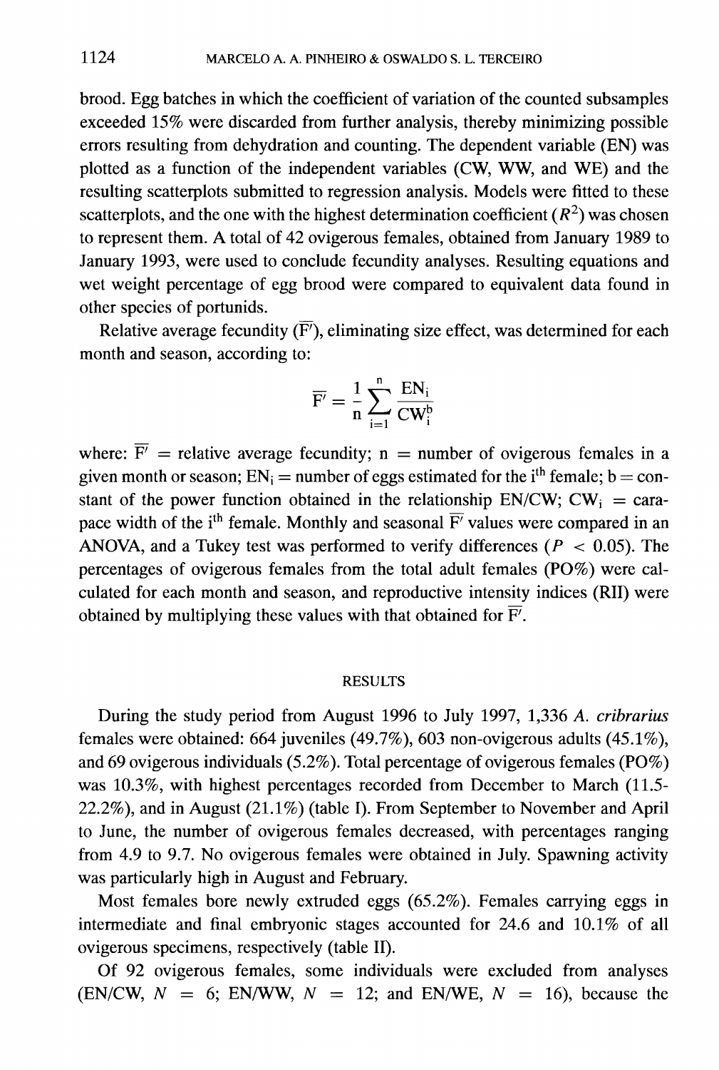brood. Egg batches in which the coefficient of variation of the counted subsamples exceeded 15% were discarded from further analysis, thereby minimizing possible errors resulting from dehydration and counting. The dependent variable (EN) was plotted as a function of the independent variables (CW, WW, and WE) and the resulting scatterplots submitted to regression analysis. Models were fitted to these scatterplots, and the one with the highest determination coefficient ($R^2$) was chosen to represent them. A total of 42 ovigerous females, obtained from January 1989 to January 1993, were used to conclude fecundity analyses. Resulting equations and wet weight percentage of egg brood were compared to equivalent data found in other species of portunids.

Relative average fecundity ($\overline{F'}$), eliminating size effect, was determined for each month and season, according to:

$$\overline{F'} = \frac{1}{n} \sum_{i=1}^{n} \frac{EN_i}{CW_i^b}$$

where: $\overline{F'}$ = relative average fecundity; n = number of ovigerous females in a given month or season; $EN_i$ = number of eggs estimated for the i$^{th}$ female; b = constant of the power function obtained in the relationship EN/CW; $CW_i$ = carapace width of the i$^{th}$ female. Monthly and seasonal $\overline{F'}$ values were compared in an ANOVA, and a Tukey test was performed to verify differences ($P < 0.05$). The percentages of ovigerous females from the total adult females (PO%) were calculated for each month and season, and reproductive intensity indices (RII) were obtained by multiplying these values with that obtained for $\overline{F'}$.

## RESULTS

During the study period from August 1996 to July 1997, 1,336 *A. cribrarius* females were obtained: 664 juveniles (49.7%), 603 non-ovigerous adults (45.1%), and 69 ovigerous individuals (5.2%). Total percentage of ovigerous females (PO%) was 10.3%, with highest percentages recorded from December to March (11.5-22.2%), and in August (21.1%) (table I). From September to November and April to June, the number of ovigerous females decreased, with percentages ranging from 4.9 to 9.7. No ovigerous females were obtained in July. Spawning activity was particularly high in August and February.

Most females bore newly extruded eggs (65.2%). Females carrying eggs in intermediate and final embryonic stages accounted for 24.6 and 10.1% of all ovigerous specimens, respectively (table II).

Of 92 ovigerous females, some individuals were excluded from analyses (EN/CW, $N = 6$; EN/WW, $N = 12$; and EN/WE, $N = 16$), because the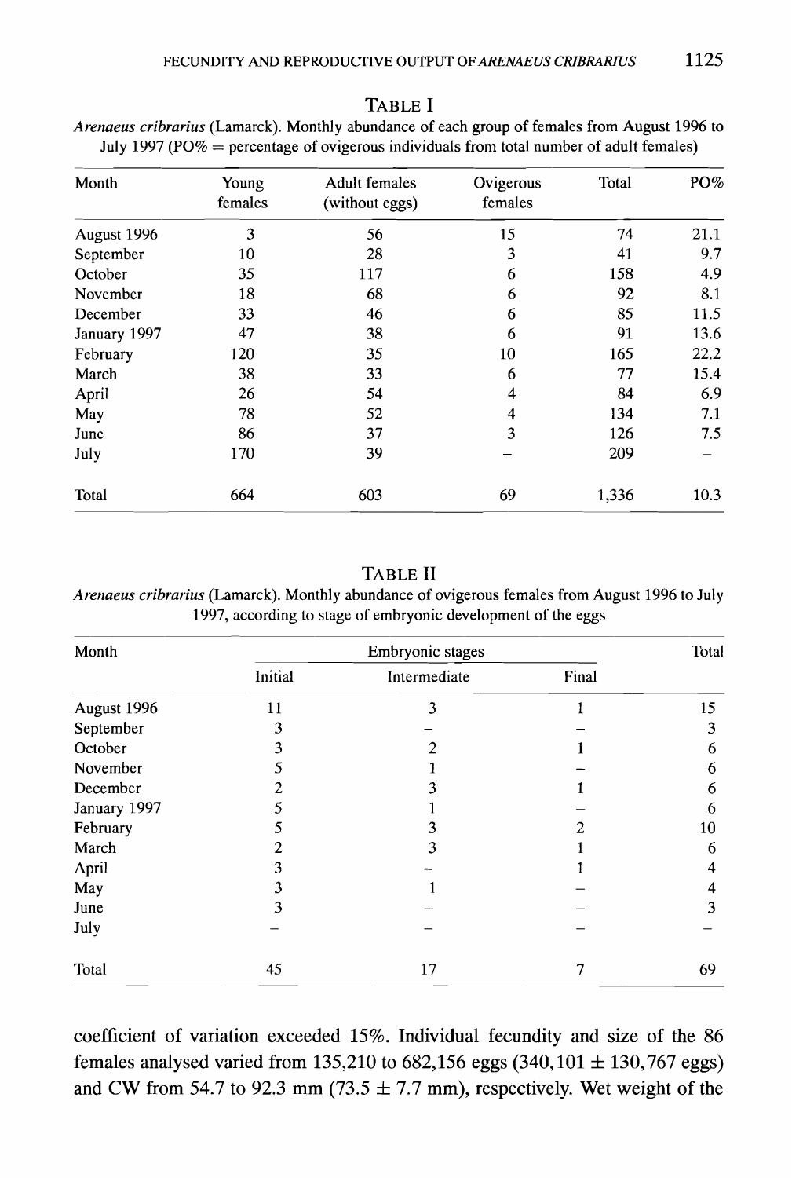TABLE I

*Arenaeus cribrarius* (Lamarck). Monthly abundance of each group of females from August 1996 to July 1997 (PO% = percentage of ovigerous individuals from total number of adult females)

| Month | Young females | Adult females (without eggs) | Ovigerous females | Total | PO% |
|---|---|---|---|---|---|
| August 1996 | 3 | 56 | 15 | 74 | 21.1 |
| September | 10 | 28 | 3 | 41 | 9.7 |
| October | 35 | 117 | 6 | 158 | 4.9 |
| November | 18 | 68 | 6 | 92 | 8.1 |
| December | 33 | 46 | 6 | 85 | 11.5 |
| January 1997 | 47 | 38 | 6 | 91 | 13.6 |
| February | 120 | 35 | 10 | 165 | 22.2 |
| March | 38 | 33 | 6 | 77 | 15.4 |
| April | 26 | 54 | 4 | 84 | 6.9 |
| May | 78 | 52 | 4 | 134 | 7.1 |
| June | 86 | 37 | 3 | 126 | 7.5 |
| July | 170 | 39 | – | 209 | – |
| Total | 664 | 603 | 69 | 1,336 | 10.3 |

TABLE II

*Arenaeus cribrarius* (Lamarck). Monthly abundance of ovigerous females from August 1996 to July 1997, according to stage of embryonic development of the eggs

| Month | Embryonic stages | | | Total |
|---|---|---|---|---|
| | Initial | Intermediate | Final | |
| August 1996 | 11 | 3 | 1 | 15 |
| September | 3 | – | – | 3 |
| October | 3 | 2 | 1 | 6 |
| November | 5 | 1 | – | 6 |
| December | 2 | 3 | 1 | 6 |
| January 1997 | 5 | 1 | – | 6 |
| February | 5 | 3 | 2 | 10 |
| March | 2 | 3 | 1 | 6 |
| April | 3 | – | 1 | 4 |
| May | 3 | 1 | – | 4 |
| June | 3 | – | – | 3 |
| July | – | – | – | – |
| Total | 45 | 17 | 7 | 69 |

coefficient of variation exceeded 15%. Individual fecundity and size of the 86 females analysed varied from 135,210 to 682,156 eggs ($340,101 \pm 130,767$ eggs) and CW from 54.7 to 92.3 mm ($73.5 \pm 7.7$ mm), respectively. Wet weight of the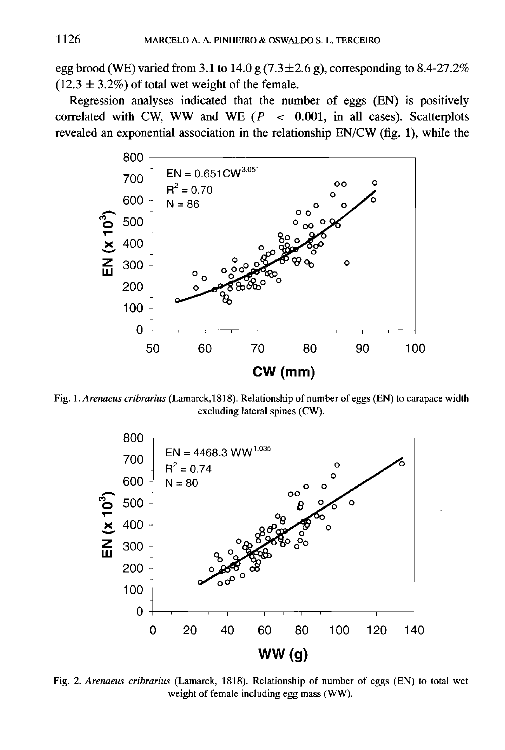egg brood (WE) varied from 3.1 to 14.0 g (7.3±2.6 g), corresponding to 8.4-27.2% (12.3 ± 3.2%) of total wet weight of the female.

Regression analyses indicated that the number of eggs (EN) is positively correlated with CW, WW and WE ($P < 0.001$, in all cases). Scatterplots revealed an exponential association in the relationship EN/CW (fig. 1), while the

Fig. 1. *Arenaeus cribrarius* (Lamarck,1818). Relationship of number of eggs (EN) to carapace width excluding lateral spines (CW).

Fig. 2. *Arenaeus cribrarius* (Lamarck, 1818). Relationship of number of eggs (EN) to total wet weight of female including egg mass (WW).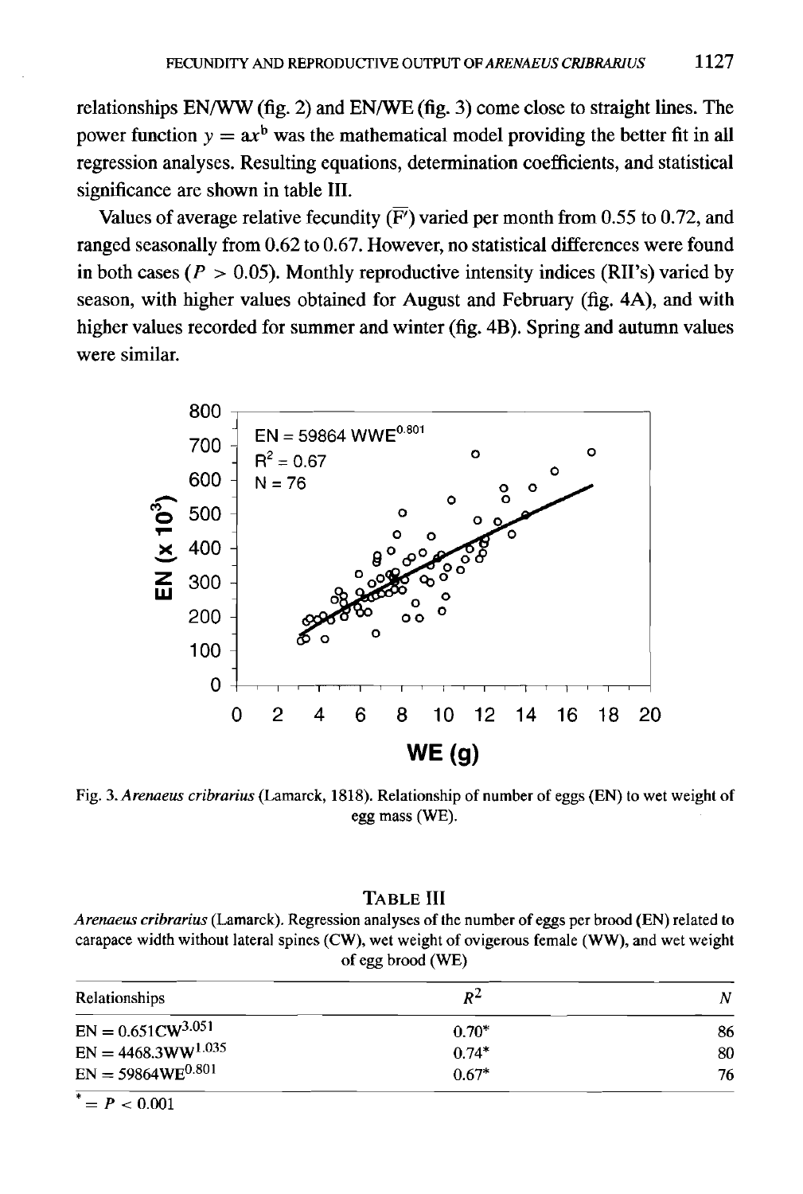relationships EN/WW (fig. 2) and EN/WE (fig. 3) come close to straight lines. The power function $y = ax^b$ was the mathematical model providing the better fit in all regression analyses. Resulting equations, determination coefficients, and statistical significance are shown in table III.

Values of average relative fecundity ($\overline{F'}$) varied per month from 0.55 to 0.72, and ranged seasonally from 0.62 to 0.67. However, no statistical differences were found in both cases ($P > 0.05$). Monthly reproductive intensity indices (RII's) varied by season, with higher values obtained for August and February (fig. 4A), and with higher values recorded for summer and winter (fig. 4B). Spring and autumn values were similar.

Fig. 3. *Arenaeus cribrarius* (Lamarck, 1818). Relationship of number of eggs (EN) to wet weight of egg mass (WE).

TABLE III

*Arenaeus cribrarius* (Lamarck). Regression analyses of the number of eggs per brood (EN) related to carapace width without lateral spines (CW), wet weight of ovigerous female (WW), and wet weight of egg brood (WE)

| Relationships | $R^2$ | $N$ |
|---|---|---|
| $EN = 0.651CW^{3.051}$ | 0.70* | 86 |
| $EN = 4468.3WW^{1.035}$ | 0.74* | 80 |
| $EN = 59864WE^{0.801}$ | 0.67* | 76 |

* = $P < 0.001$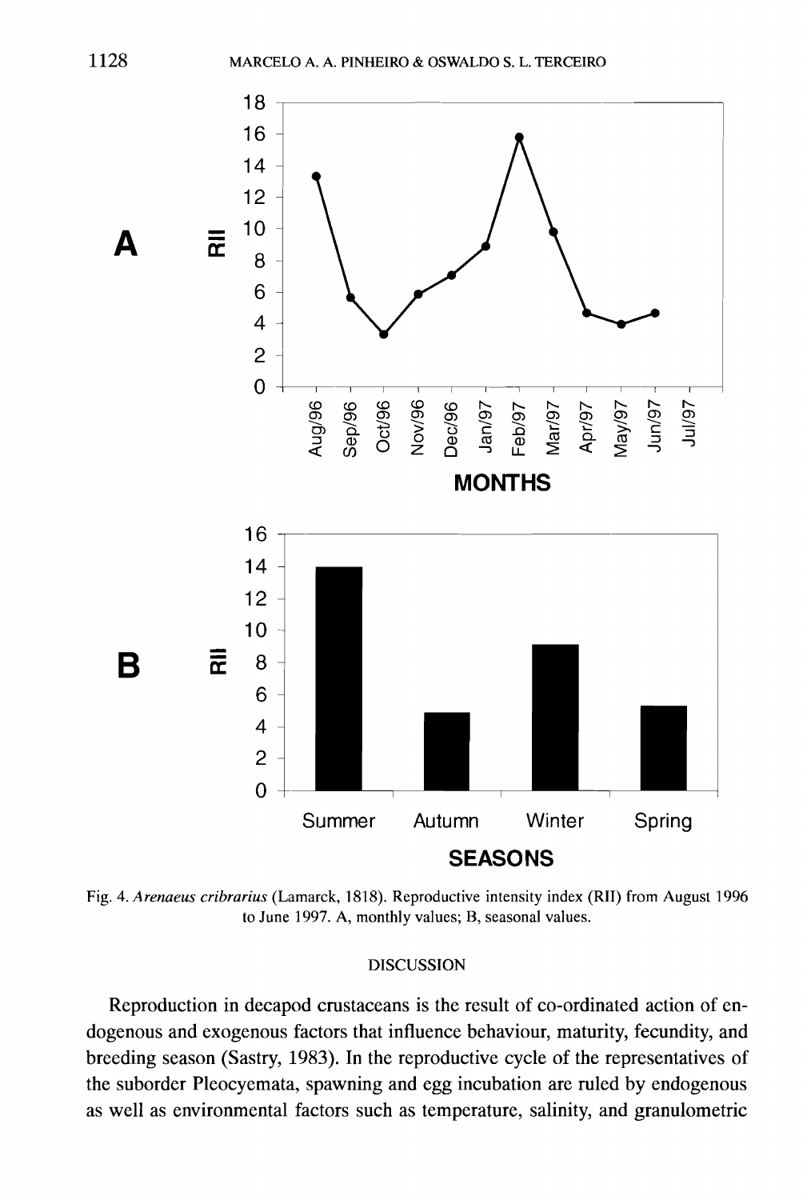Fig. 4. *Arenaeus cribrarius* (Lamarck, 1818). Reproductive intensity index (RII) from August 1996 to June 1997. A, monthly values; B, seasonal values.

## DISCUSSION

Reproduction in decapod crustaceans is the result of co-ordinated action of endogenous and exogenous factors that influence behaviour, maturity, fecundity, and breeding season (Sastry, 1983). In the reproductive cycle of the representatives of the suborder Pleocyemata, spawning and egg incubation are ruled by endogenous as well as environmental factors such as temperature, salinity, and granulometric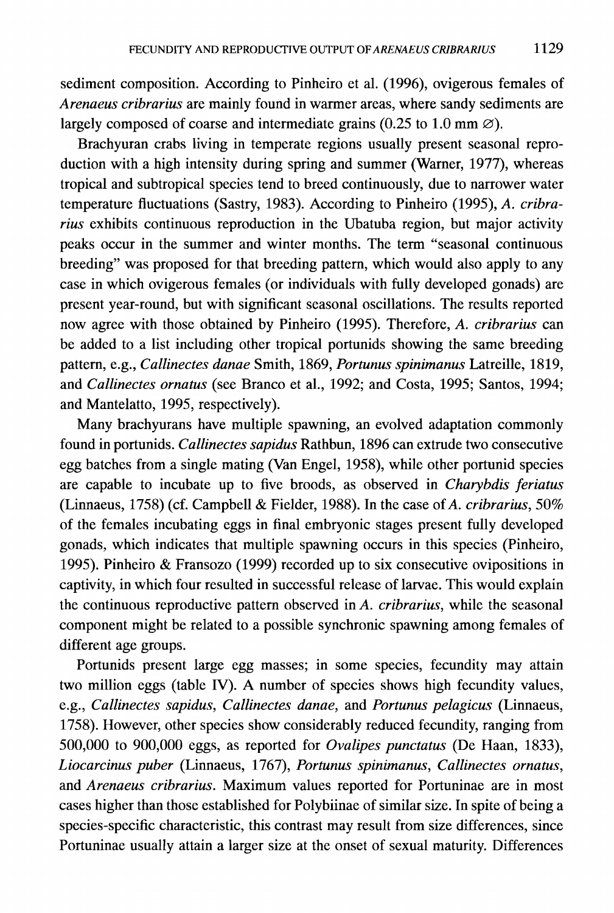sediment composition. According to Pinheiro et al. (1996), ovigerous females of *Arenaeus cribrarius* are mainly found in warmer areas, where sandy sediments are largely composed of coarse and intermediate grains (0.25 to 1.0 mm ∅).

Brachyuran crabs living in temperate regions usually present seasonal reproduction with a high intensity during spring and summer (Warner, 1977), whereas tropical and subtropical species tend to breed continuously, due to narrower water temperature fluctuations (Sastry, 1983). According to Pinheiro (1995), *A. cribrarius* exhibits continuous reproduction in the Ubatuba region, but major activity peaks occur in the summer and winter months. The term "seasonal continuous breeding" was proposed for that breeding pattern, which would also apply to any case in which ovigerous females (or individuals with fully developed gonads) are present year-round, but with significant seasonal oscillations. The results reported now agree with those obtained by Pinheiro (1995). Therefore, *A. cribrarius* can be added to a list including other tropical portunids showing the same breeding pattern, e.g., *Callinectes danae* Smith, 1869, *Portunus spinimanus* Latreille, 1819, and *Callinectes ornatus* (see Branco et al., 1992; and Costa, 1995; Santos, 1994; and Mantelatto, 1995, respectively).

Many brachyurans have multiple spawning, an evolved adaptation commonly found in portunids. *Callinectes sapidus* Rathbun, 1896 can extrude two consecutive egg batches from a single mating (Van Engel, 1958), while other portunid species are capable to incubate up to five broods, as observed in *Charybdis feriatus* (Linnaeus, 1758) (cf. Campbell & Fielder, 1988). In the case of *A. cribrarius*, 50% of the females incubating eggs in final embryonic stages present fully developed gonads, which indicates that multiple spawning occurs in this species (Pinheiro, 1995). Pinheiro & Fransozo (1999) recorded up to six consecutive ovipositions in captivity, in which four resulted in successful release of larvae. This would explain the continuous reproductive pattern observed in *A. cribrarius*, while the seasonal component might be related to a possible synchronic spawning among females of different age groups.

Portunids present large egg masses; in some species, fecundity may attain two million eggs (table IV). A number of species shows high fecundity values, e.g., *Callinectes sapidus*, *Callinectes danae*, and *Portunus pelagicus* (Linnaeus, 1758). However, other species show considerably reduced fecundity, ranging from 500,000 to 900,000 eggs, as reported for *Ovalipes punctatus* (De Haan, 1833), *Liocarcinus puber* (Linnaeus, 1767), *Portunus spinimanus*, *Callinectes ornatus*, and *Arenaeus cribrarius*. Maximum values reported for Portuninae are in most cases higher than those established for Polybiinae of similar size. In spite of being a species-specific characteristic, this contrast may result from size differences, since Portuninae usually attain a larger size at the onset of sexual maturity. Differences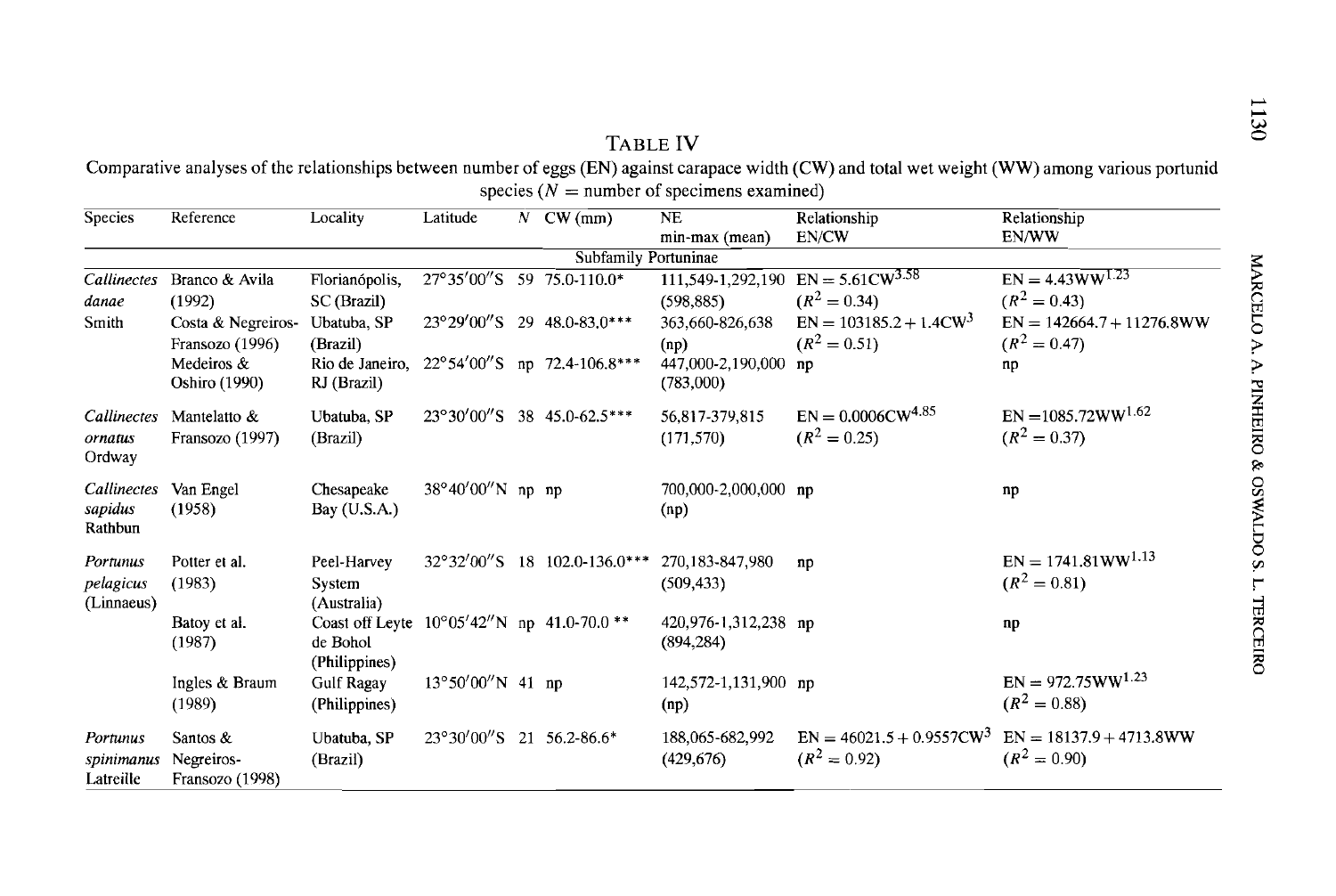# TABLE IV

Comparative analyses of the relationships between number of eggs (EN) against carapace width (CW) and total wet weight (WW) among various portunid species ($N$ = number of specimens examined)

| Species | Reference | Locality | Latitude | $N$ | CW (mm) | NE min-max (mean) | Relationship EN/CW | Relationship EN/WW |
|---|---|---|---|---|---|---|---|---|
| | | | | | Subfamily Portuninae | | | |
| *Callinectes danae* Smith | Branco & Avila (1992) | Florianópolis, SC (Brazil) | 27°35′00″S | 59 | 75.0-110.0* | 111,549-1,292,190 (598,885) | $EN = 5.61CW^{3.58}$ ($R^2 = 0.34$) | $EN = 4.43WW^{1.23}$ ($R^2 = 0.43$) |
| | Costa & Negreiros-Fransozo (1996) | Ubatuba, SP (Brazil) | 23°29′00″S | 29 | 48.0-83.0*** | 363,660-826,638 (np) | $EN = 103185.2 + 1.4CW^3$ ($R^2 = 0.51$) | $EN = 142664.7 + 11276.8WW$ ($R^2 = 0.47$) |
| | Medeiros & Oshiro (1990) | Rio de Janeiro, RJ (Brazil) | 22°54′00″S | np | 72.4-106.8*** | 447,000-2,190,000 (783,000) | np | np |
| *Callinectes ornatus* Ordway | Mantelatto & Fransozo (1997) | Ubatuba, SP (Brazil) | 23°30′00″S | 38 | 45.0-62.5*** | 56,817-379,815 (171,570) | $EN = 0.0006CW^{4.85}$ ($R^2 = 0.25$) | $EN = 1085.72WW^{1.62}$ ($R^2 = 0.37$) |
| *Callinectes sapidus* Rathbun | Van Engel (1958) | Chesapeake Bay (U.S.A.) | 38°40′00″N | np | np | 700,000-2,000,000 (np) | np | np |
| *Portunus pelagicus* (Linnaeus) | Potter et al. (1983) | Peel-Harvey System (Australia) | 32°32′00″S | 18 | 102.0-136.0*** | 270,183-847,980 (509,433) | np | $EN = 1741.81WW^{1.13}$ ($R^2 = 0.81$) |
| | Batoy et al. (1987) | Coast off Leyte de Bohol (Philippines) | 10°05′42″N | np | 41.0-70.0 ** | 420,976-1,312,238 (894,284) | np | np |
| | Ingles & Braum (1989) | Gulf Ragay (Philippines) | 13°50′00″N | 41 | np | 142,572-1,131,900 (np) | np | $EN = 972.75WW^{1.23}$ ($R^2 = 0.88$) |
| *Portunus spinimanus* Latreille | Santos & Negreiros-Fransozo (1998) | Ubatuba, SP (Brazil) | 23°30′00″S | 21 | 56.2-86.6* | 188,065-682,992 (429,676) | $EN = 46021.5 + 0.9557CW^3$ ($R^2 = 0.92$) | $EN = 18137.9 + 4713.8WW$ ($R^2 = 0.90$) |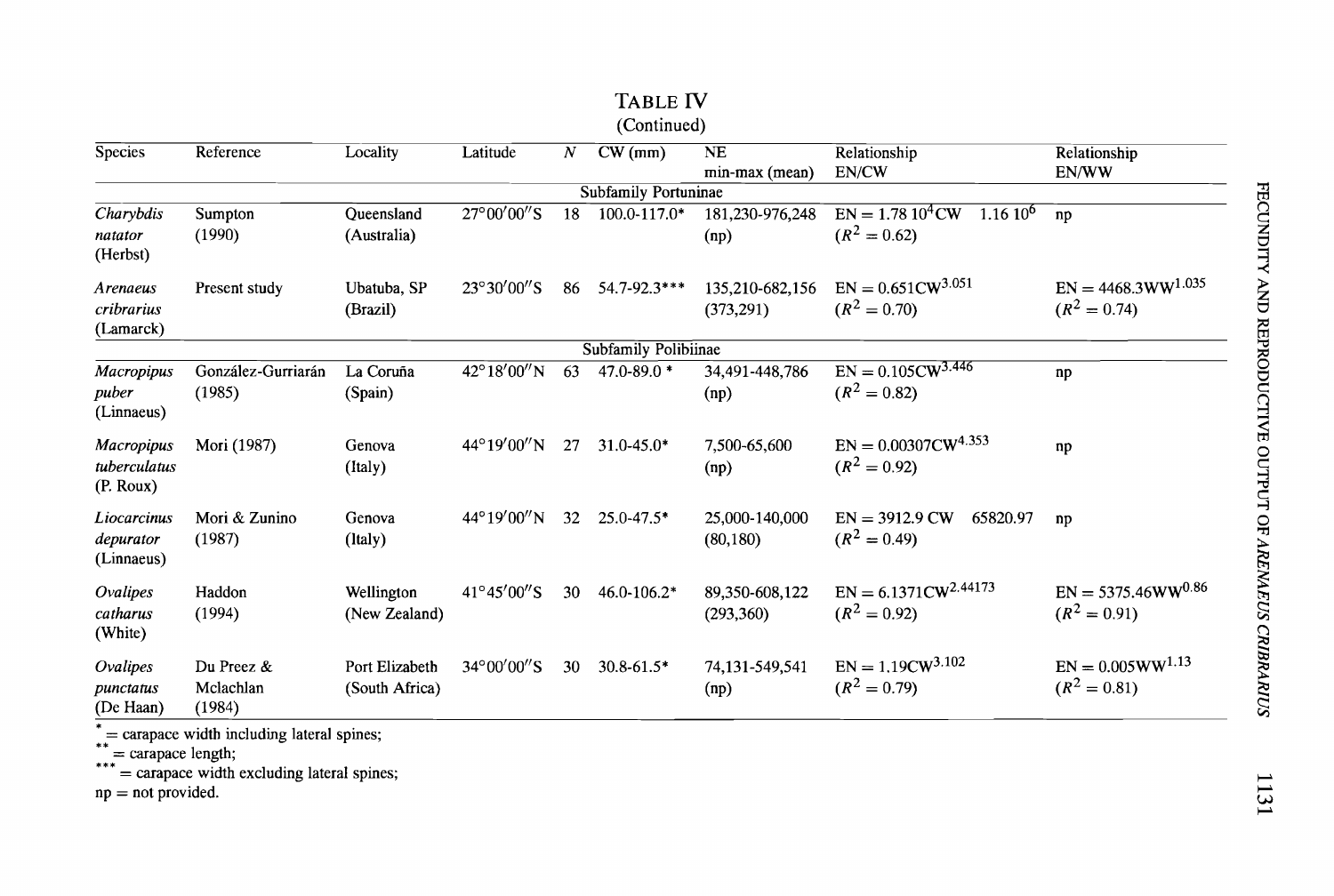TABLE IV

(Continued)

| Species | Reference | Locality | Latitude | $N$ | CW (mm) | NE min-max (mean) | Relationship EN/CW | Relationship EN/WW |
|---|---|---|---|---|---|---|---|---|
| | | | | Subfamily Portuninae | | | | |
| *Charybdis natator* (Herbst) | Sumpton (1990) | Queensland (Australia) | 27°00′00″S | 18 | 100.0-117.0* | 181,230-976,248 (np) | $EN = 1.78\ 10^4 CW \quad 1.16\ 10^6$ ($R^2 = 0.62$) | np |
| *Arenaeus cribrarius* (Lamarck) | Present study | Ubatuba, SP (Brazil) | 23°30′00″S | 86 | 54.7-92.3*** | 135,210-682,156 (373,291) | $EN = 0.651 CW^{3.051}$ ($R^2 = 0.70$) | $EN = 4468.3 WW^{1.035}$ ($R^2 = 0.74$) |
| | | | | Subfamily Polibiinae | | | | |
| *Macropipus puber* (Linnaeus) | González-Gurriarán (1985) | La Coruña (Spain) | 42°18′00″N | 63 | 47.0-89.0 * | 34,491-448,786 (np) | $EN = 0.105 CW^{3.446}$ ($R^2 = 0.82$) | np |
| *Macropipus tuberculatus* (P. Roux) | Mori (1987) | Genova (Italy) | 44°19′00″N | 27 | 31.0-45.0* | 7,500-65,600 (np) | $EN = 0.00307 CW^{4.353}$ ($R^2 = 0.92$) | np |
| *Liocarcinus depurator* (Linnaeus) | Mori & Zunino (1987) | Genova (Italy) | 44°19′00″N | 32 | 25.0-47.5* | 25,000-140,000 (80,180) | $EN = 3912.9\ CW \quad 65820.97$ ($R^2 = 0.49$) | np |
| *Ovalipes catharus* (White) | Haddon (1994) | Wellington (New Zealand) | 41°45′00″S | 30 | 46.0-106.2* | 89,350-608,122 (293,360) | $EN = 6.1371 CW^{2.44173}$ ($R^2 = 0.92$) | $EN = 5375.46 WW^{0.86}$ ($R^2 = 0.91$) |
| *Ovalipes punctatus* (De Haan) | Du Preez & Mclachlan (1984) | Port Elizabeth (South Africa) | 34°00′00″S | 30 | 30.8-61.5* | 74,131-549,541 (np) | $EN = 1.19 CW^{3.102}$ ($R^2 = 0.79$) | $EN = 0.005 WW^{1.13}$ ($R^2 = 0.81$) |

\* = carapace width including lateral spines;
\*\* = carapace length;
\*\*\* = carapace width excluding lateral spines;
np = not provided.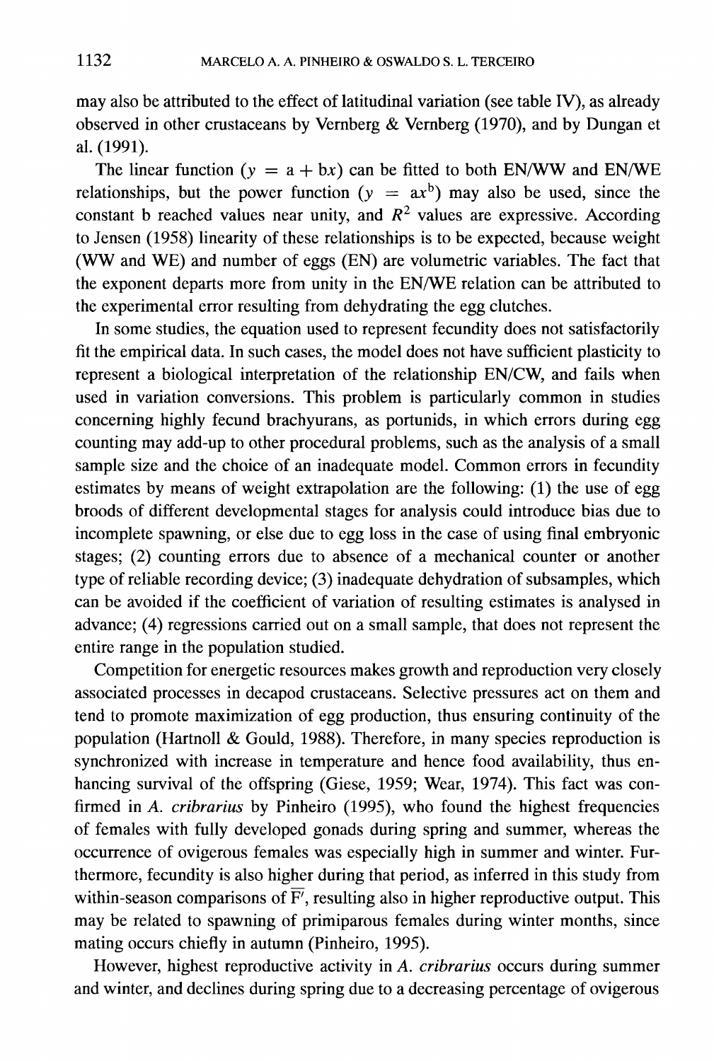may also be attributed to the effect of latitudinal variation (see table IV), as already observed in other crustaceans by Vernberg & Vernberg (1970), and by Dungan et al. (1991).

The linear function ($y = a + bx$) can be fitted to both EN/WW and EN/WE relationships, but the power function ($y = ax^b$) may also be used, since the constant b reached values near unity, and $R^2$ values are expressive. According to Jensen (1958) linearity of these relationships is to be expected, because weight (WW and WE) and number of eggs (EN) are volumetric variables. The fact that the exponent departs more from unity in the EN/WE relation can be attributed to the experimental error resulting from dehydrating the egg clutches.

In some studies, the equation used to represent fecundity does not satisfactorily fit the empirical data. In such cases, the model does not have sufficient plasticity to represent a biological interpretation of the relationship EN/CW, and fails when used in variation conversions. This problem is particularly common in studies concerning highly fecund brachyurans, as portunids, in which errors during egg counting may add-up to other procedural problems, such as the analysis of a small sample size and the choice of an inadequate model. Common errors in fecundity estimates by means of weight extrapolation are the following: (1) the use of egg broods of different developmental stages for analysis could introduce bias due to incomplete spawning, or else due to egg loss in the case of using final embryonic stages; (2) counting errors due to absence of a mechanical counter or another type of reliable recording device; (3) inadequate dehydration of subsamples, which can be avoided if the coefficient of variation of resulting estimates is analysed in advance; (4) regressions carried out on a small sample, that does not represent the entire range in the population studied.

Competition for energetic resources makes growth and reproduction very closely associated processes in decapod crustaceans. Selective pressures act on them and tend to promote maximization of egg production, thus ensuring continuity of the population (Hartnoll & Gould, 1988). Therefore, in many species reproduction is synchronized with increase in temperature and hence food availability, thus enhancing survival of the offspring (Giese, 1959; Wear, 1974). This fact was confirmed in *A. cribrarius* by Pinheiro (1995), who found the highest frequencies of females with fully developed gonads during spring and summer, whereas the occurrence of ovigerous females was especially high in summer and winter. Furthermore, fecundity is also higher during that period, as inferred in this study from within-season comparisons of $\overline{F'}$, resulting also in higher reproductive output. This may be related to spawning of primiparous females during winter months, since mating occurs chiefly in autumn (Pinheiro, 1995).

However, highest reproductive activity in *A. cribrarius* occurs during summer and winter, and declines during spring due to a decreasing percentage of ovigerous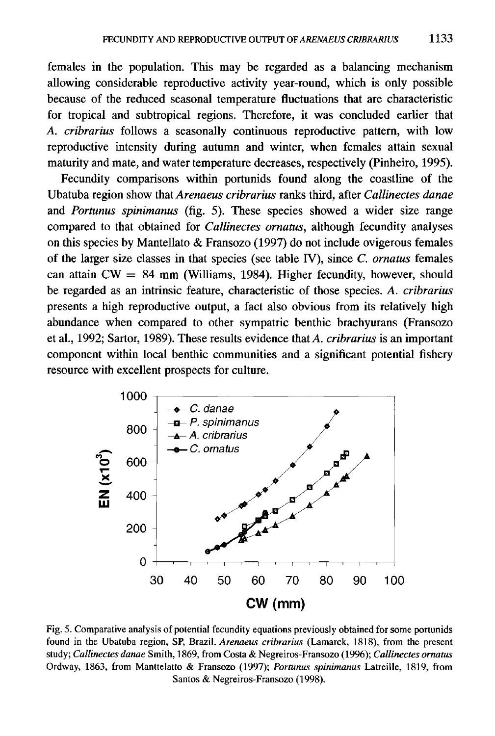females in the population. This may be regarded as a balancing mechanism allowing considerable reproductive activity year-round, which is only possible because of the reduced seasonal temperature fluctuations that are characteristic for tropical and subtropical regions. Therefore, it was concluded earlier that *A. cribrarius* follows a seasonally continuous reproductive pattern, with low reproductive intensity during autumn and winter, when females attain sexual maturity and mate, and water temperature decreases, respectively (Pinheiro, 1995).

Fecundity comparisons within portunids found along the coastline of the Ubatuba region show that *Arenaeus cribrarius* ranks third, after *Callinectes danae* and *Portunus spinimanus* (fig. 5). These species showed a wider size range compared to that obtained for *Callinectes ornatus*, although fecundity analyses on this species by Mantellato & Fransozo (1997) do not include ovigerous females of the larger size classes in that species (see table IV), since *C. ornatus* females can attain CW = 84 mm (Williams, 1984). Higher fecundity, however, should be regarded as an intrinsic feature, characteristic of those species. *A. cribrarius* presents a high reproductive output, a fact also obvious from its relatively high abundance when compared to other sympatric benthic brachyurans (Fransozo et al., 1992; Sartor, 1989). These results evidence that *A. cribrarius* is an important component within local benthic communities and a significant potential fishery resource with excellent prospects for culture.

Fig. 5. Comparative analysis of potential fecundity equations previously obtained for some portunids found in the Ubatuba region, SP, Brazil. *Arenaeus cribrarius* (Lamarck, 1818), from the present study; *Callinectes danae* Smith, 1869, from Costa & Negreiros-Fransozo (1996); *Callinectes ornatus* Ordway, 1863, from Manttelatto & Fransozo (1997); *Portunus spinimanus* Latreille, 1819, from Santos & Negreiros-Fransozo (1998).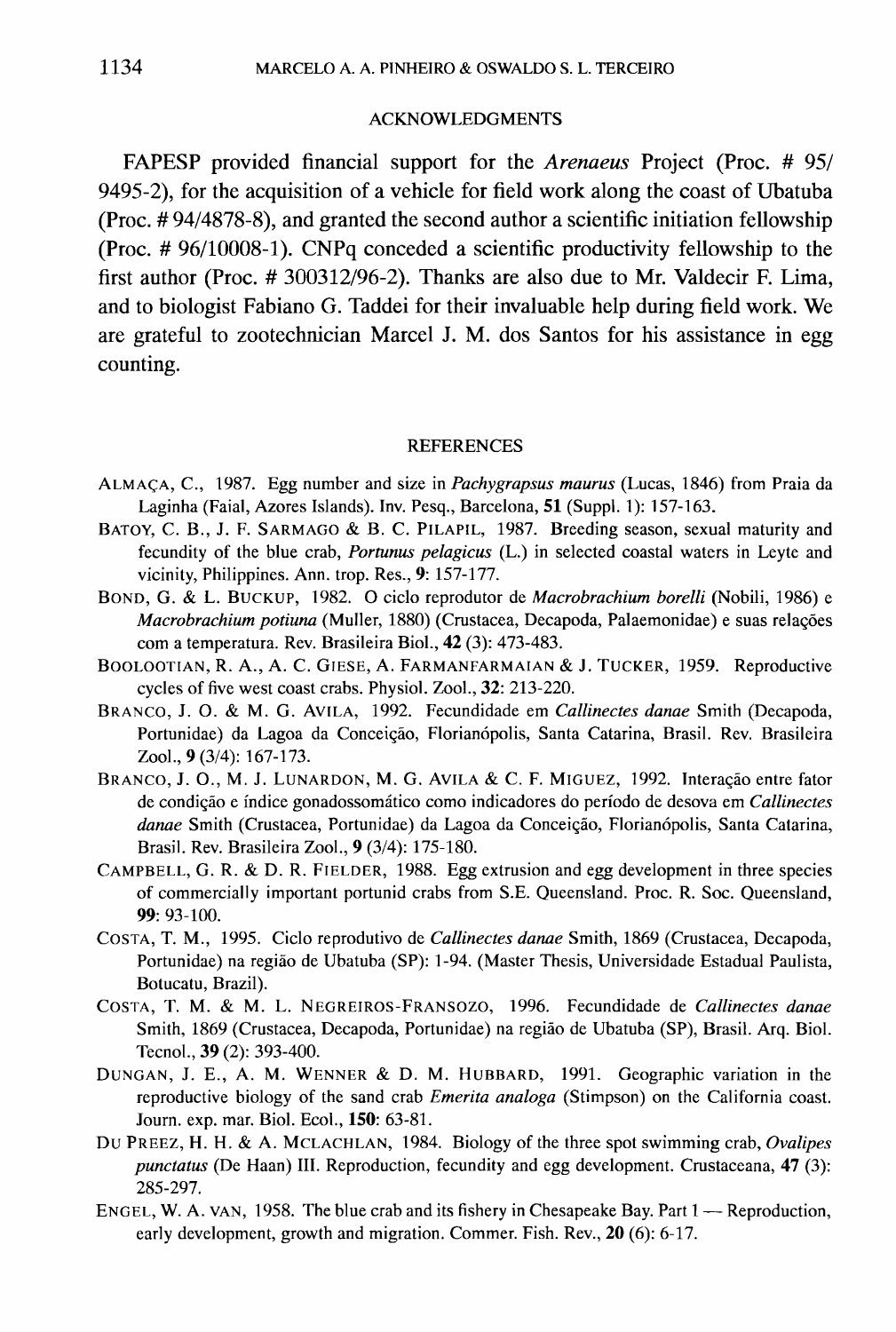## ACKNOWLEDGMENTS

FAPESP provided financial support for the *Arenaeus* Project (Proc. # 95/9495-2), for the acquisition of a vehicle for field work along the coast of Ubatuba (Proc. # 94/4878-8), and granted the second author a scientific initiation fellowship (Proc. # 96/10008-1). CNPq conceded a scientific productivity fellowship to the first author (Proc. # 300312/96-2). Thanks are also due to Mr. Valdecir F. Lima, and to biologist Fabiano G. Taddei for their invaluable help during field work. We are grateful to zootechnician Marcel J. M. dos Santos for his assistance in egg counting.

## REFERENCES

ALMAÇA, C., 1987. Egg number and size in *Pachygrapsus maurus* (Lucas, 1846) from Praia da Laginha (Faial, Azores Islands). Inv. Pesq., Barcelona, **51** (Suppl. 1): 157-163.

BATOY, C. B., J. F. SARMAGO & B. C. PILAPIL, 1987. Breeding season, sexual maturity and fecundity of the blue crab, *Portunus pelagicus* (L.) in selected coastal waters in Leyte and vicinity, Philippines. Ann. trop. Res., **9**: 157-177.

BOND, G. & L. BUCKUP, 1982. O ciclo reprodutor de *Macrobrachium borelli* (Nobili, 1986) e *Macrobrachium potiuna* (Muller, 1880) (Crustacea, Decapoda, Palaemonidae) e suas relações com a temperatura. Rev. Brasileira Biol., **42** (3): 473-483.

BOOLOOTIAN, R. A., A. C. GIESE, A. FARMANFARMAIAN & J. TUCKER, 1959. Reproductive cycles of five west coast crabs. Physiol. Zool., **32**: 213-220.

BRANCO, J. O. & M. G. AVILA, 1992. Fecundidade em *Callinectes danae* Smith (Decapoda, Portunidae) da Lagoa da Conceição, Florianópolis, Santa Catarina, Brasil. Rev. Brasileira Zool., **9** (3/4): 167-173.

BRANCO, J. O., M. J. LUNARDON, M. G. AVILA & C. F. MIGUEZ, 1992. Interação entre fator de condição e índice gonadossomático como indicadores do período de desova em *Callinectes danae* Smith (Crustacea, Portunidae) da Lagoa da Conceição, Florianópolis, Santa Catarina, Brasil. Rev. Brasileira Zool., **9** (3/4): 175-180.

CAMPBELL, G. R. & D. R. FIELDER, 1988. Egg extrusion and egg development in three species of commercially important portunid crabs from S.E. Queensland. Proc. R. Soc. Queensland, **99**: 93-100.

COSTA, T. M., 1995. Ciclo reprodutivo de *Callinectes danae* Smith, 1869 (Crustacea, Decapoda, Portunidae) na região de Ubatuba (SP): 1-94. (Master Thesis, Universidade Estadual Paulista, Botucatu, Brazil).

COSTA, T. M. & M. L. NEGREIROS-FRANSOZO, 1996. Fecundidade de *Callinectes danae* Smith, 1869 (Crustacea, Decapoda, Portunidae) na região de Ubatuba (SP), Brasil. Arq. Biol. Tecnol., **39** (2): 393-400.

DUNGAN, J. E., A. M. WENNER & D. M. HUBBARD, 1991. Geographic variation in the reproductive biology of the sand crab *Emerita analoga* (Stimpson) on the California coast. Journ. exp. mar. Biol. Ecol., **150**: 63-81.

DU PREEZ, H. H. & A. MCLACHLAN, 1984. Biology of the three spot swimming crab, *Ovalipes punctatus* (De Haan) III. Reproduction, fecundity and egg development. Crustaceana, **47** (3): 285-297.

ENGEL, W. A. VAN, 1958. The blue crab and its fishery in Chesapeake Bay. Part 1 — Reproduction, early development, growth and migration. Commer. Fish. Rev., **20** (6): 6-17.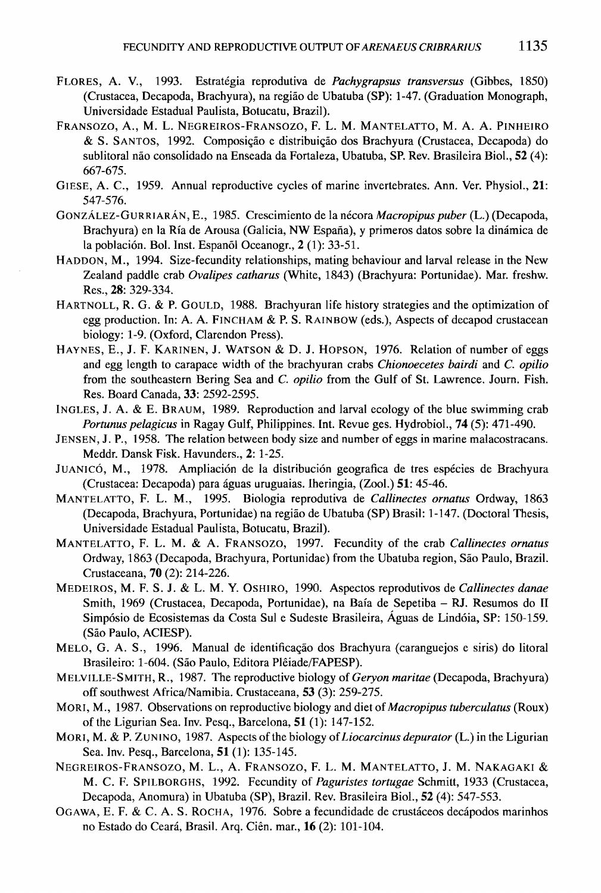FLORES, A. V., 1993. Estratégia reprodutiva de *Pachygrapsus transversus* (Gibbes, 1850) (Crustacea, Decapoda, Brachyura), na região de Ubatuba (SP): 1-47. (Graduation Monograph, Universidade Estadual Paulista, Botucatu, Brazil).

FRANSOZO, A., M. L. NEGREIROS-FRANSOZO, F. L. M. MANTELATTO, M. A. A. PINHEIRO & S. SANTOS, 1992. Composição e distribuição dos Brachyura (Crustacea, Decapoda) do sublitoral não consolidado na Enseada da Fortaleza, Ubatuba, SP. Rev. Brasileira Biol., **52** (4): 667-675.

GIESE, A. C., 1959. Annual reproductive cycles of marine invertebrates. Ann. Ver. Physiol., **21**: 547-576.

GONZÁLEZ-GURRIARÁN, E., 1985. Crescimiento de la nécora *Macropipus puber* (L.) (Decapoda, Brachyura) en la Ría de Arousa (Galicia, NW España), y primeros datos sobre la dinámica de la población. Bol. Inst. Espanõl Oceanogr., **2** (1): 33-51.

HADDON, M., 1994. Size-fecundity relationships, mating behaviour and larval release in the New Zealand paddle crab *Ovalipes catharus* (White, 1843) (Brachyura: Portunidae). Mar. freshw. Res., **28**: 329-334.

HARTNOLL, R. G. & P. GOULD, 1988. Brachyuran life history strategies and the optimization of egg production. In: A. A. FINCHAM & P. S. RAINBOW (eds.), Aspects of decapod crustacean biology: 1-9. (Oxford, Clarendon Press).

HAYNES, E., J. F. KARINEN, J. WATSON & D. J. HOPSON, 1976. Relation of number of eggs and egg length to carapace width of the brachyuran crabs *Chionoecetes bairdi* and *C. opilio* from the southeastern Bering Sea and *C. opilio* from the Gulf of St. Lawrence. Journ. Fish. Res. Board Canada, **33**: 2592-2595.

INGLES, J. A. & E. BRAUM, 1989. Reproduction and larval ecology of the blue swimming crab *Portunus pelagicus* in Ragay Gulf, Philippines. Int. Revue ges. Hydrobiol., **74** (5): 471-490.

JENSEN, J. P., 1958. The relation between body size and number of eggs in marine malacostracans. Meddr. Dansk Fisk. Havunders., **2**: 1-25.

JUANICÓ, M., 1978. Ampliación de la distribución geografica de tres espécies de Brachyura (Crustacea: Decapoda) para águas uruguaias. Iheringia, (Zool.) **51**: 45-46.

MANTELATTO, F. L. M., 1995. Biologia reprodutiva de *Callinectes ornatus* Ordway, 1863 (Decapoda, Brachyura, Portunidae) na região de Ubatuba (SP) Brasil: 1-147. (Doctoral Thesis, Universidade Estadual Paulista, Botucatu, Brazil).

MANTELATTO, F. L. M. & A. FRANSOZO, 1997. Fecundity of the crab *Callinectes ornatus* Ordway, 1863 (Decapoda, Brachyura, Portunidae) from the Ubatuba region, São Paulo, Brazil. Crustaceana, **70** (2): 214-226.

MEDEIROS, M. F. S. J. & L. M. Y. OSHIRO, 1990. Aspectos reprodutivos de *Callinectes danae* Smith, 1969 (Crustacea, Decapoda, Portunidae), na Baía de Sepetiba – RJ. Resumos do II Simpósio de Ecosistemas da Costa Sul e Sudeste Brasileira, Águas de Lindóia, SP: 150-159. (São Paulo, ACIESP).

MELO, G. A. S., 1996. Manual de identificação dos Brachyura (caranguejos e siris) do litoral Brasileiro: 1-604. (São Paulo, Editora Plêiade/FAPESP).

MELVILLE-SMITH, R., 1987. The reproductive biology of *Geryon maritae* (Decapoda, Brachyura) off southwest Africa/Namibia. Crustaceana, **53** (3): 259-275.

MORI, M., 1987. Observations on reproductive biology and diet of *Macropipus tuberculatus* (Roux) of the Ligurian Sea. Inv. Pesq., Barcelona, **51** (1): 147-152.

MORI, M. & P. ZUNINO, 1987. Aspects of the biology of *Liocarcinus depurator* (L.) in the Ligurian Sea. Inv. Pesq., Barcelona, **51** (1): 135-145.

NEGREIROS-FRANSOZO, M. L., A. FRANSOZO, F. L. M. MANTELATTO, J. M. NAKAGAKI & M. C. F. SPILBORGHS, 1992. Fecundity of *Paguristes tortugae* Schmitt, 1933 (Crustacea, Decapoda, Anomura) in Ubatuba (SP), Brazil. Rev. Brasileira Biol., **52** (4): 547-553.

OGAWA, E. F. & C. A. S. ROCHA, 1976. Sobre a fecundidade de crustáceos decápodos marinhos no Estado do Ceará, Brasil. Arq. Ciên. mar., **16** (2): 101-104.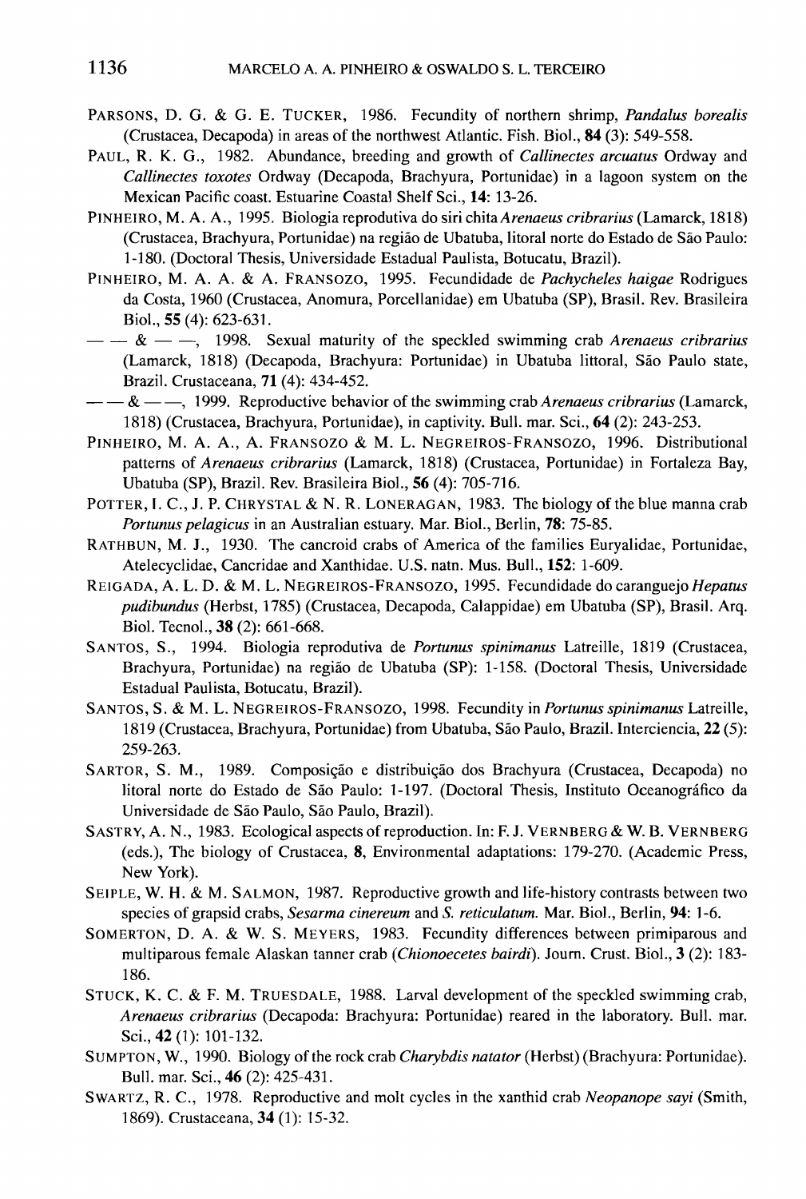PARSONS, D. G. & G. E. TUCKER, 1986. Fecundity of northern shrimp, *Pandalus borealis* (Crustacea, Decapoda) in areas of the northwest Atlantic. Fish. Biol., **84** (3): 549-558.

PAUL, R. K. G., 1982. Abundance, breeding and growth of *Callinectes arcuatus* Ordway and *Callinectes toxotes* Ordway (Decapoda, Brachyura, Portunidae) in a lagoon system on the Mexican Pacific coast. Estuarine Coastal Shelf Sci., **14**: 13-26.

PINHEIRO, M. A. A., 1995. Biologia reprodutiva do siri chita *Arenaeus cribrarius* (Lamarck, 1818) (Crustacea, Brachyura, Portunidae) na região de Ubatuba, litoral norte do Estado de São Paulo: 1-180. (Doctoral Thesis, Universidade Estadual Paulista, Botucatu, Brazil).

PINHEIRO, M. A. A. & A. FRANSOZO, 1995. Fecundidade de *Pachycheles haigae* Rodrigues da Costa, 1960 (Crustacea, Anomura, Porcellanidae) em Ubatuba (SP), Brasil. Rev. Brasileira Biol., **55** (4): 623-631.

— — & — —, 1998. Sexual maturity of the speckled swimming crab *Arenaeus cribrarius* (Lamarck, 1818) (Decapoda, Brachyura: Portunidae) in Ubatuba littoral, São Paulo state, Brazil. Crustaceana, **71** (4): 434-452.

— — & — —, 1999. Reproductive behavior of the swimming crab *Arenaeus cribrarius* (Lamarck, 1818) (Crustacea, Brachyura, Portunidae), in captivity. Bull. mar. Sci., **64** (2): 243-253.

PINHEIRO, M. A. A., A. FRANSOZO & M. L. NEGREIROS-FRANSOZO, 1996. Distributional patterns of *Arenaeus cribrarius* (Lamarck, 1818) (Crustacea, Portunidae) in Fortaleza Bay, Ubatuba (SP), Brazil. Rev. Brasileira Biol., **56** (4): 705-716.

POTTER, I. C., J. P. CHRYSTAL & N. R. LONERAGAN, 1983. The biology of the blue manna crab *Portunus pelagicus* in an Australian estuary. Mar. Biol., Berlin, **78**: 75-85.

RATHBUN, M. J., 1930. The cancroid crabs of America of the families Euryalidae, Portunidae, Atelecyclidae, Cancridae and Xanthidae. U.S. natn. Mus. Bull., **152**: 1-609.

REIGADA, A. L. D. & M. L. NEGREIROS-FRANSOZO, 1995. Fecundidade do caranguejo *Hepatus pudibundus* (Herbst, 1785) (Crustacea, Decapoda, Calappidae) em Ubatuba (SP), Brasil. Arq. Biol. Tecnol., **38** (2): 661-668.

SANTOS, S., 1994. Biologia reprodutiva de *Portunus spinimanus* Latreille, 1819 (Crustacea, Brachyura, Portunidae) na região de Ubatuba (SP): 1-158. (Doctoral Thesis, Universidade Estadual Paulista, Botucatu, Brazil).

SANTOS, S. & M. L. NEGREIROS-FRANSOZO, 1998. Fecundity in *Portunus spinimanus* Latreille, 1819 (Crustacea, Brachyura, Portunidae) from Ubatuba, São Paulo, Brazil. Interciencia, **22** (5): 259-263.

SARTOR, S. M., 1989. Composição e distribuição dos Brachyura (Crustacea, Decapoda) no litoral norte do Estado de São Paulo: 1-197. (Doctoral Thesis, Instituto Oceanográfico da Universidade de São Paulo, São Paulo, Brazil).

SASTRY, A. N., 1983. Ecological aspects of reproduction. In: F. J. VERNBERG & W. B. VERNBERG (eds.), The biology of Crustacea, **8**, Environmental adaptations: 179-270. (Academic Press, New York).

SEIPLE, W. H. & M. SALMON, 1987. Reproductive growth and life-history contrasts between two species of grapsid crabs, *Sesarma cinereum* and *S. reticulatum*. Mar. Biol., Berlin, **94**: 1-6.

SOMERTON, D. A. & W. S. MEYERS, 1983. Fecundity differences between primiparous and multiparous female Alaskan tanner crab (*Chionoecetes bairdi*). Journ. Crust. Biol., **3** (2): 183-186.

STUCK, K. C. & F. M. TRUESDALE, 1988. Larval development of the speckled swimming crab, *Arenaeus cribrarius* (Decapoda: Brachyura: Portunidae) reared in the laboratory. Bull. mar. Sci., **42** (1): 101-132.

SUMPTON, W., 1990. Biology of the rock crab *Charybdis natator* (Herbst) (Brachyura: Portunidae). Bull. mar. Sci., **46** (2): 425-431.

SWARTZ, R. C., 1978. Reproductive and molt cycles in the xanthid crab *Neopanope sayi* (Smith, 1869). Crustaceana, **34** (1): 15-32.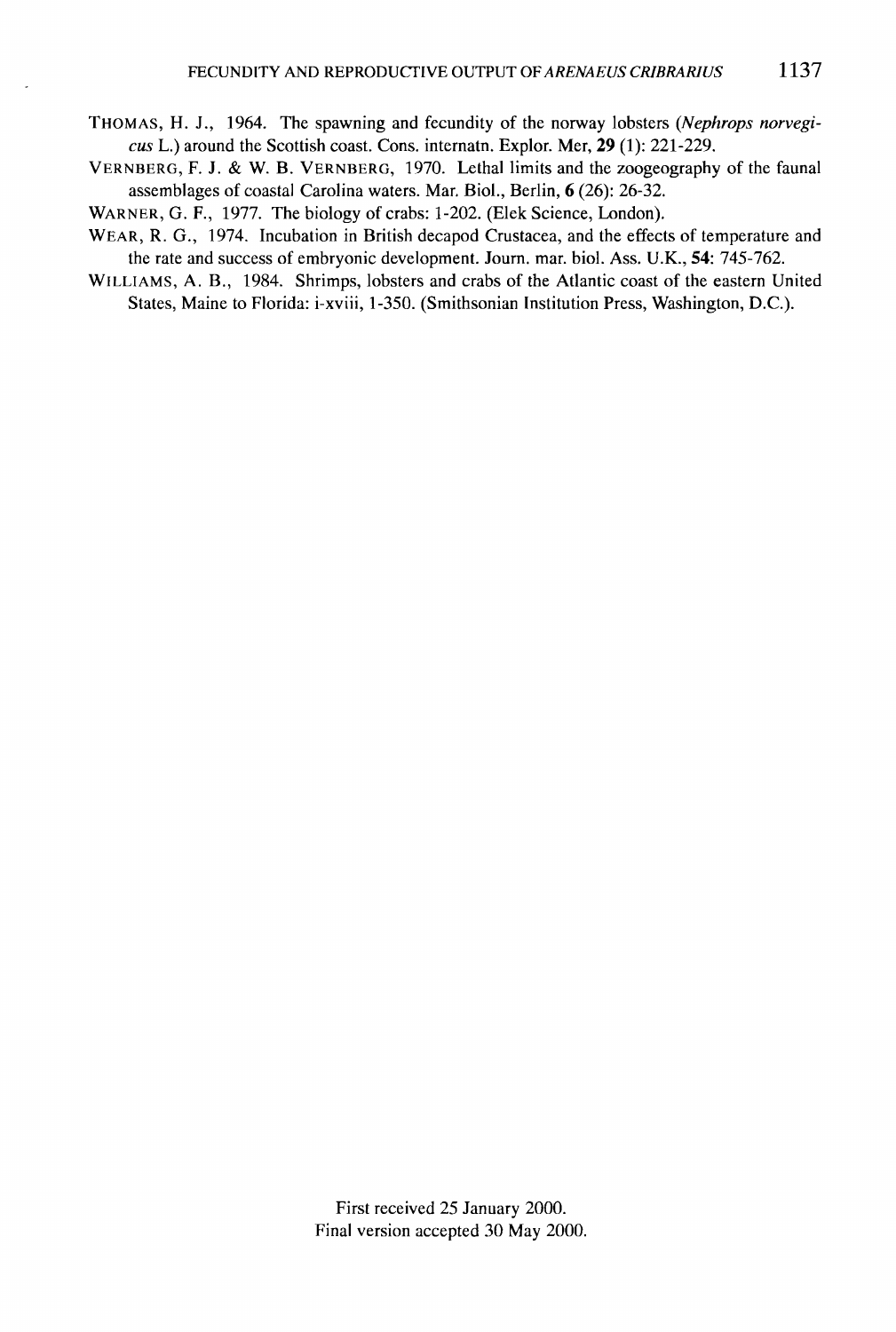THOMAS, H. J., 1964. The spawning and fecundity of the norway lobsters (*Nephrops norvegicus* L.) around the Scottish coast. Cons. internatn. Explor. Mer, **29** (1): 221-229.

VERNBERG, F. J. & W. B. VERNBERG, 1970. Lethal limits and the zoogeography of the faunal assemblages of coastal Carolina waters. Mar. Biol., Berlin, **6** (26): 26-32.

WARNER, G. F., 1977. The biology of crabs: 1-202. (Elek Science, London).

WEAR, R. G., 1974. Incubation in British decapod Crustacea, and the effects of temperature and the rate and success of embryonic development. Journ. mar. biol. Ass. U.K., **54**: 745-762.

WILLIAMS, A. B., 1984. Shrimps, lobsters and crabs of the Atlantic coast of the eastern United States, Maine to Florida: i-xviii, 1-350. (Smithsonian Institution Press, Washington, D.C.).

First received 25 January 2000.
Final version accepted 30 May 2000.